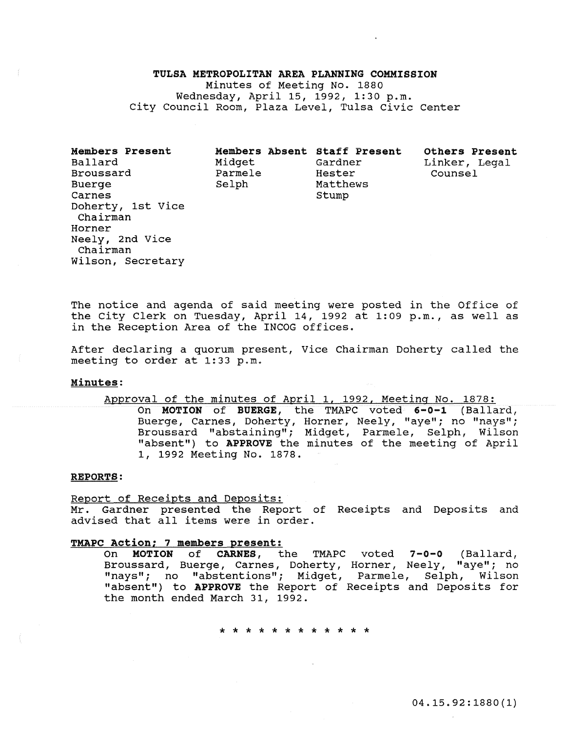# TULSA METROPOLITAN AREA PLANNING COMMISSION

Minutes of Meeting No. 1880
Wednesday, April 15, 1992, 1:30 p.m.
City Council Room, Plaza Level, Tulsa Civic Center

| Members Present | Members Absent | Staff Present | Others Present |
|---|---|---|---|
| Ballard | Midget | Gardner | Linker, Legal Counsel |
| Broussard | Parmele | Hester | |
| Buerge | Selph | Matthews | |
| Carnes | | Stump | |
| Doherty, 1st Vice Chairman | | | |
| Horner | | | |
| Neely, 2nd Vice Chairman | | | |
| Wilson, Secretary | | | |

The notice and agenda of said meeting were posted in the Office of the City Clerk on Tuesday, April 14, 1992 at 1:09 p.m., as well as in the Reception Area of the INCOG offices.

After declaring a quorum present, Vice Chairman Doherty called the meeting to order at 1:33 p.m.

**Minutes:**

Approval of the minutes of April 1, 1992, Meeting No. 1878:

On **MOTION** of **BUERGE**, the TMAPC voted **6-0-1** (Ballard, Buerge, Carnes, Doherty, Horner, Neely, "aye"; no "nays"; Broussard "abstaining"; Midget, Parmele, Selph, Wilson "absent") to **APPROVE** the minutes of the meeting of April 1, 1992 Meeting No. 1878.

**REPORTS:**

Report of Receipts and Deposits:

Mr. Gardner presented the Report of Receipts and Deposits and advised that all items were in order.

**TMAPC Action; 7 members present:**

On **MOTION** of **CARNES**, the TMAPC voted **7-0-0** (Ballard, Broussard, Buerge, Carnes, Doherty, Horner, Neely, "aye"; no "nays"; no "abstentions"; Midget, Parmele, Selph, Wilson "absent") to **APPROVE** the Report of Receipts and Deposits for the month ended March 31, 1992.

\* \* \* \* \* \* \* \* \* \* \* \* \*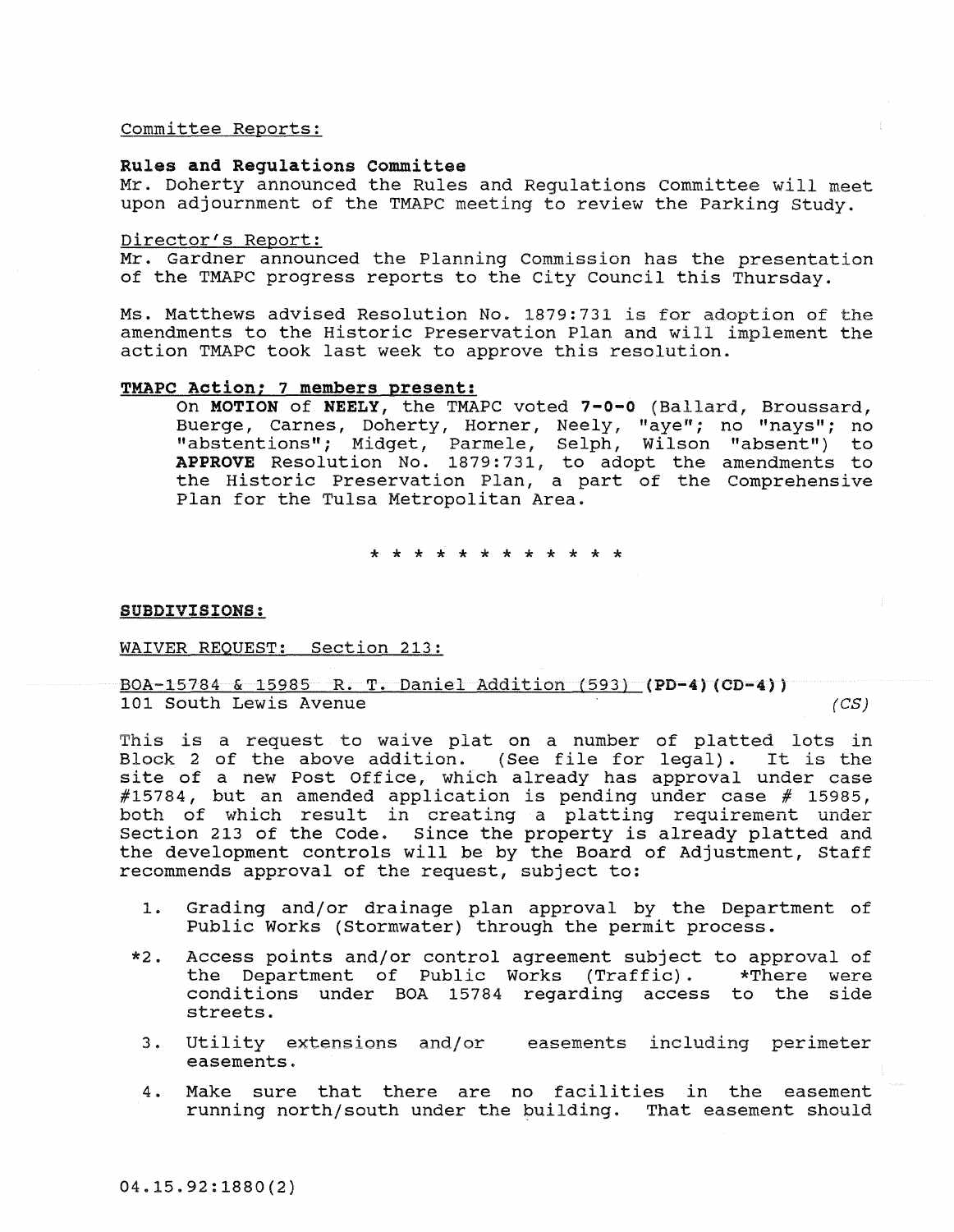Committee Reports:

**Rules and Regulations Committee**
Mr. Doherty announced the Rules and Regulations Committee will meet upon adjournment of the TMAPC meeting to review the Parking Study.

Director's Report:
Mr. Gardner announced the Planning Commission has the presentation of the TMAPC progress reports to the City Council this Thursday.

Ms. Matthews advised Resolution No. 1879:731 is for adoption of the amendments to the Historic Preservation Plan and will implement the action TMAPC took last week to approve this resolution.

**TMAPC Action; 7 members present:**

On **MOTION** of **NEELY**, the TMAPC voted **7-0-0** (Ballard, Broussard, Buerge, Carnes, Doherty, Horner, Neely, "aye"; no "nays"; no "abstentions"; Midget, Parmele, Selph, Wilson "absent") to **APPROVE** Resolution No. 1879:731, to adopt the amendments to the Historic Preservation Plan, a part of the Comprehensive Plan for the Tulsa Metropolitan Area.

* * * * * * * * * * * *

**SUBDIVISIONS:**

WAIVER REQUEST: Section 213:

BOA-15784 & 15985 R. T. Daniel Addition (593) **(PD-4)(CD-4))**
101 South Lewis Avenue *(CS)*

This is a request to waive plat on a number of platted lots in Block 2 of the above addition. (See file for legal). It is the site of a new Post Office, which already has approval under case #15784, but an amended application is pending under case # 15985, both of which result in creating a platting requirement under Section 213 of the Code. Since the property is already platted and the development controls will be by the Board of Adjustment, Staff recommends approval of the request, subject to:

1. Grading and/or drainage plan approval by the Department of Public Works (Stormwater) through the permit process.

*2. Access points and/or control agreement subject to approval of the Department of Public Works (Traffic). *There were conditions under BOA 15784 regarding access to the side streets.

3. Utility extensions and/or easements including perimeter easements.

4. Make sure that there are no facilities in the easement running north/south under the building. That easement should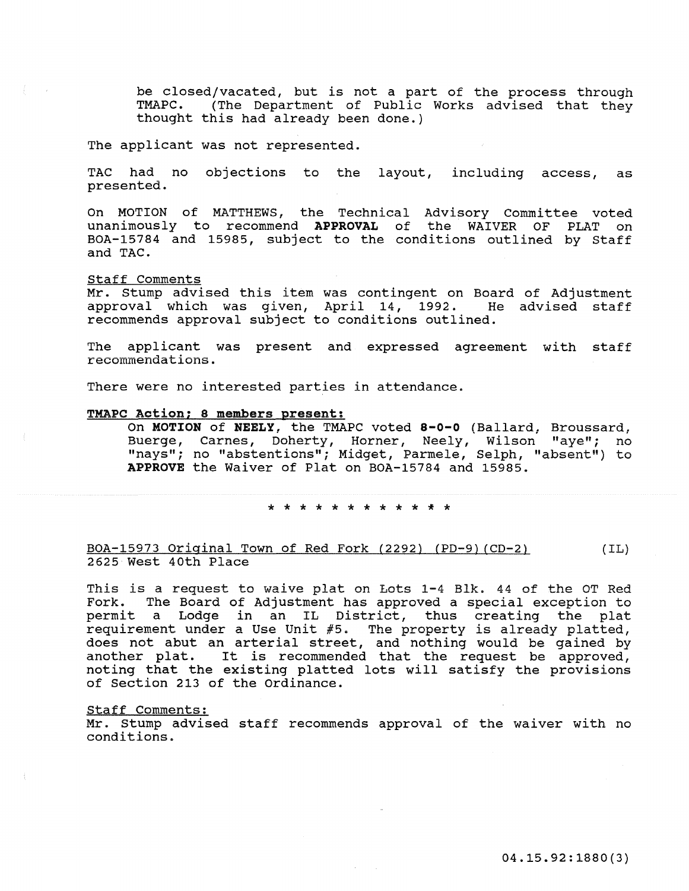be closed/vacated, but is not a part of the process through TMAPC. (The Department of Public Works advised that they thought this had already been done.)

The applicant was not represented.

TAC had no objections to the layout, including access, as presented.

On MOTION of MATTHEWS, the Technical Advisory Committee voted unanimously to recommend **APPROVAL** of the WAIVER OF PLAT on BOA-15784 and 15985, subject to the conditions outlined by Staff and TAC.

Staff Comments
Mr. Stump advised this item was contingent on Board of Adjustment approval which was given, April 14, 1992. He advised staff recommends approval subject to conditions outlined.

The applicant was present and expressed agreement with staff recommendations.

There were no interested parties in attendance.

**TMAPC Action; 8 members present:**

On **MOTION** of **NEELY**, the TMAPC voted **8-0-0** (Ballard, Broussard, Buerge, Carnes, Doherty, Horner, Neely, Wilson "aye"; no "nays"; no "abstentions"; Midget, Parmele, Selph, "absent") to **APPROVE** the Waiver of Plat on BOA-15784 and 15985.

* * * * * * * * * * * *

BOA-15973 Original Town of Red Fork (2292) (PD-9)(CD-2) (IL)
2625 West 40th Place

This is a request to waive plat on Lots 1-4 Blk. 44 of the OT Red Fork. The Board of Adjustment has approved a special exception to permit a Lodge in an IL District, thus creating the plat requirement under a Use Unit #5. The property is already platted, does not abut an arterial street, and nothing would be gained by another plat. It is recommended that the request be approved, noting that the existing platted lots will satisfy the provisions of Section 213 of the Ordinance.

Staff Comments:
Mr. Stump advised staff recommends approval of the waiver with no conditions.

04.15.92:1880(3)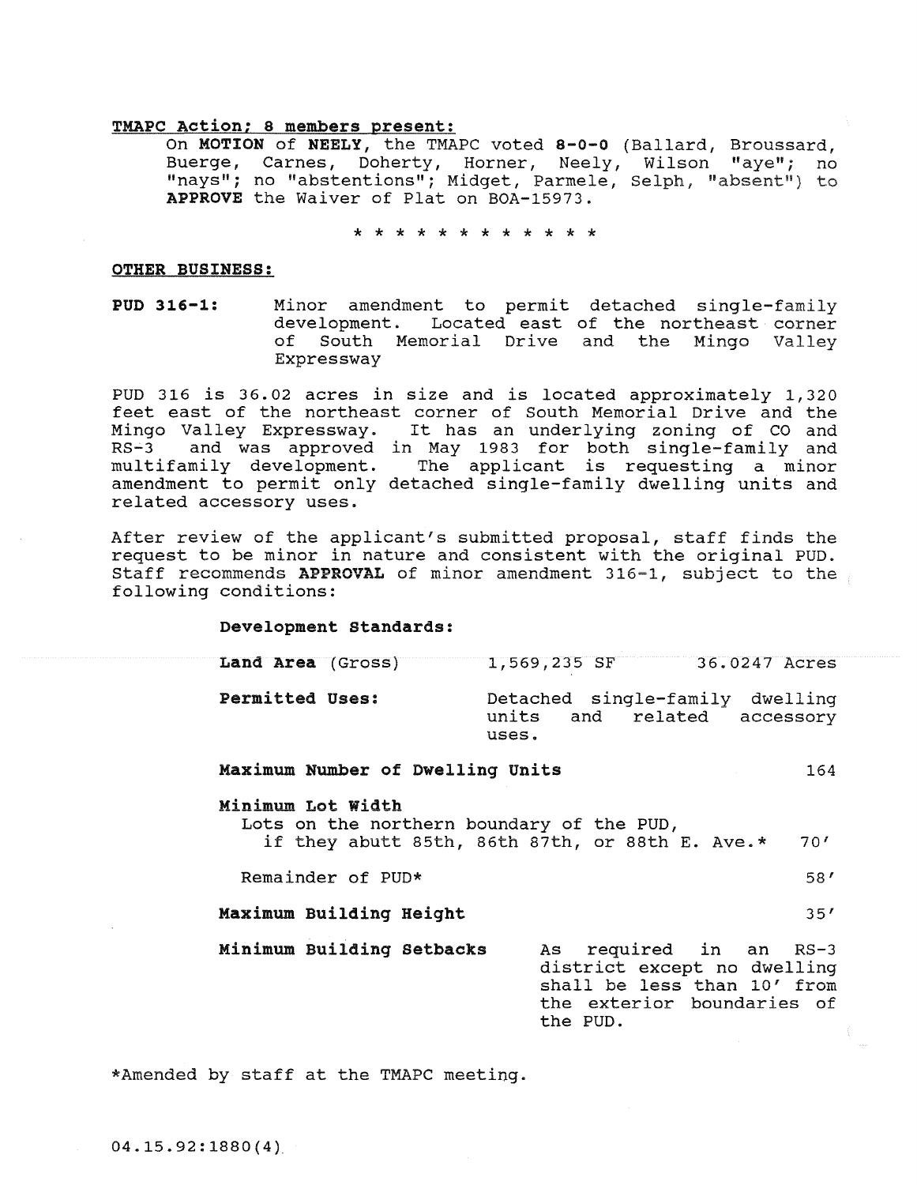**TMAPC Action; 8 members present:**

On **MOTION** of **NEELY**, the TMAPC voted **8-0-0** (Ballard, Broussard, Buerge, Carnes, Doherty, Horner, Neely, Wilson "aye"; no "nays"; no "abstentions"; Midget, Parmele, Selph, "absent") to **APPROVE** the Waiver of Plat on BOA-15973.

\* \* \* \* \* \* \* \* \* \* \* \*

**OTHER BUSINESS:**

**PUD 316-1:** Minor amendment to permit detached single-family development. Located east of the northeast corner of South Memorial Drive and the Mingo Valley Expressway

PUD 316 is 36.02 acres in size and is located approximately 1,320 feet east of the northeast corner of South Memorial Drive and the Mingo Valley Expressway. It has an underlying zoning of CO and RS-3 and was approved in May 1983 for both single-family and multifamily development. The applicant is requesting a minor amendment to permit only detached single-family dwelling units and related accessory uses.

After review of the applicant's submitted proposal, staff finds the request to be minor in nature and consistent with the original PUD. Staff recommends **APPROVAL** of minor amendment 316-1, subject to the following conditions:

**Development Standards:**

| | | |
|---|---|---|
| **Land Area** (Gross) | 1,569,235 SF | 36.0247 Acres |
| **Permitted Uses:** | Detached single-family dwelling units and related accessory uses. | |
| **Maximum Number of Dwelling Units** | | 164 |
| **Minimum Lot Width** | | |
| Lots on the northern boundary of the PUD, if they abutt 85th, 86th 87th, or 88th E. Ave.* | | 70' |
| Remainder of PUD* | | 58' |
| **Maximum Building Height** | | 35' |
| **Minimum Building Setbacks** | As required in an RS-3 district except no dwelling shall be less than 10' from the exterior boundaries of the PUD. | |

*Amended by staff at the TMAPC meeting.

04.15.92:1880(4)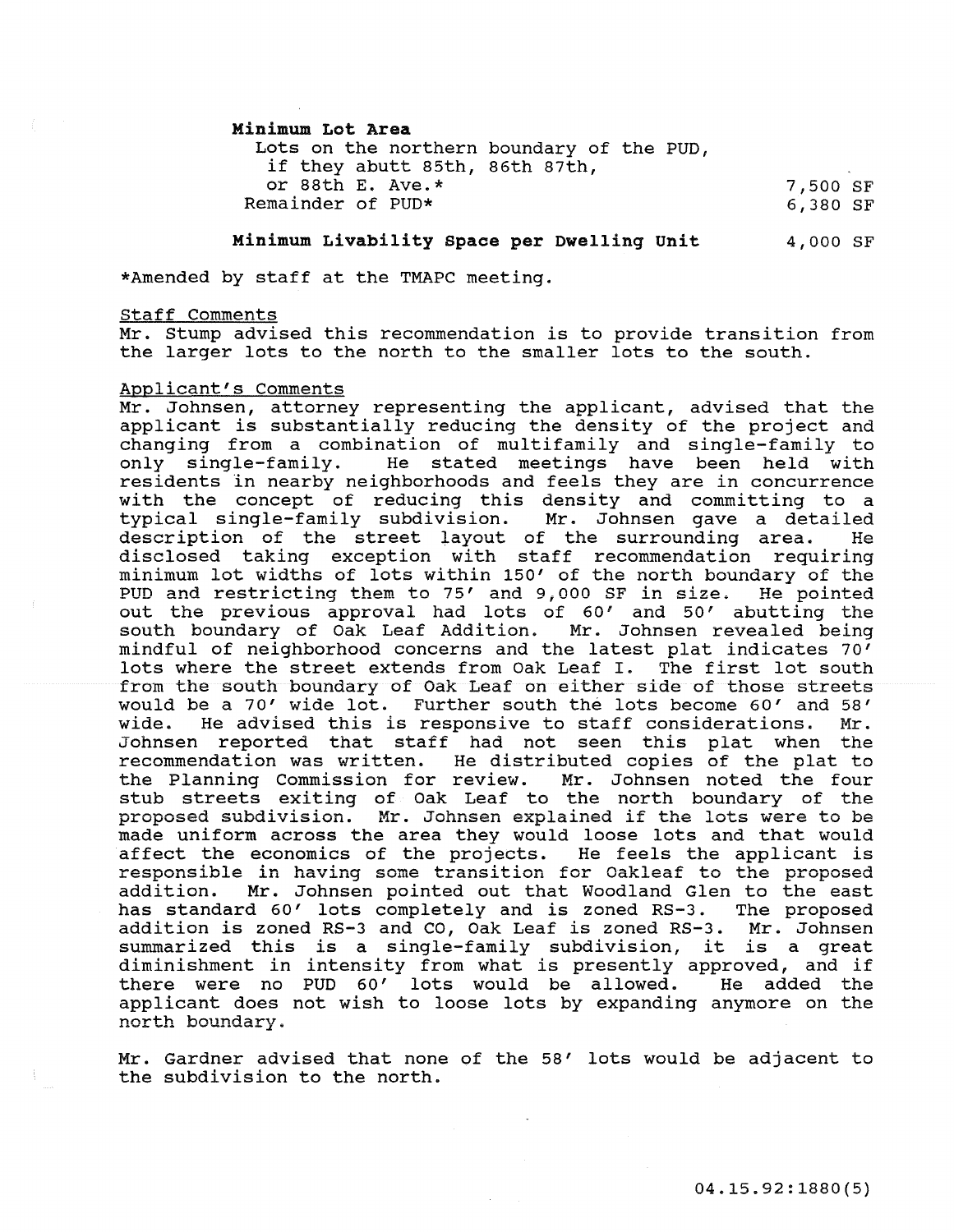**Minimum Lot Area**

| | |
|---|---|
| Lots on the northern boundary of the PUD, if they abutt 85th, 86th 87th, or 88th E. Ave.* | 7,500 SF |
| Remainder of PUD* | 6,380 SF |

**Minimum Livability Space per Dwelling Unit** 4,000 SF

*Amended by staff at the TMAPC meeting.

Staff Comments

Mr. Stump advised this recommendation is to provide transition from the larger lots to the north to the smaller lots to the south.

Applicant's Comments

Mr. Johnsen, attorney representing the applicant, advised that the applicant is substantially reducing the density of the project and changing from a combination of multifamily and single-family to only single-family. He stated meetings have been held with residents in nearby neighborhoods and feels they are in concurrence with the concept of reducing this density and committing to a typical single-family subdivision. Mr. Johnsen gave a detailed description of the street layout of the surrounding area. He disclosed taking exception with staff recommendation requiring minimum lot widths of lots within 150' of the north boundary of the PUD and restricting them to 75' and 9,000 SF in size. He pointed out the previous approval had lots of 60' and 50' abutting the south boundary of Oak Leaf Addition. Mr. Johnsen revealed being mindful of neighborhood concerns and the latest plat indicates 70' lots where the street extends from Oak Leaf I. The first lot south from the south boundary of Oak Leaf on either side of those streets would be a 70' wide lot. Further south the lots become 60' and 58' wide. He advised this is responsive to staff considerations. Mr. Johnsen reported that staff had not seen this plat when the recommendation was written. He distributed copies of the plat to the Planning Commission for review. Mr. Johnsen noted the four stub streets exiting of Oak Leaf to the north boundary of the proposed subdivision. Mr. Johnsen explained if the lots were to be made uniform across the area they would loose lots and that would affect the economics of the projects. He feels the applicant is responsible in having some transition for Oakleaf to the proposed addition. Mr. Johnsen pointed out that Woodland Glen to the east has standard 60' lots completely and is zoned RS-3. The proposed addition is zoned RS-3 and CO, Oak Leaf is zoned RS-3. Mr. Johnsen summarized this is a single-family subdivision, it is a great diminishment in intensity from what is presently approved, and if there were no PUD 60' lots would be allowed. He added the applicant does not wish to loose lots by expanding anymore on the north boundary.

Mr. Gardner advised that none of the 58' lots would be adjacent to the subdivision to the north.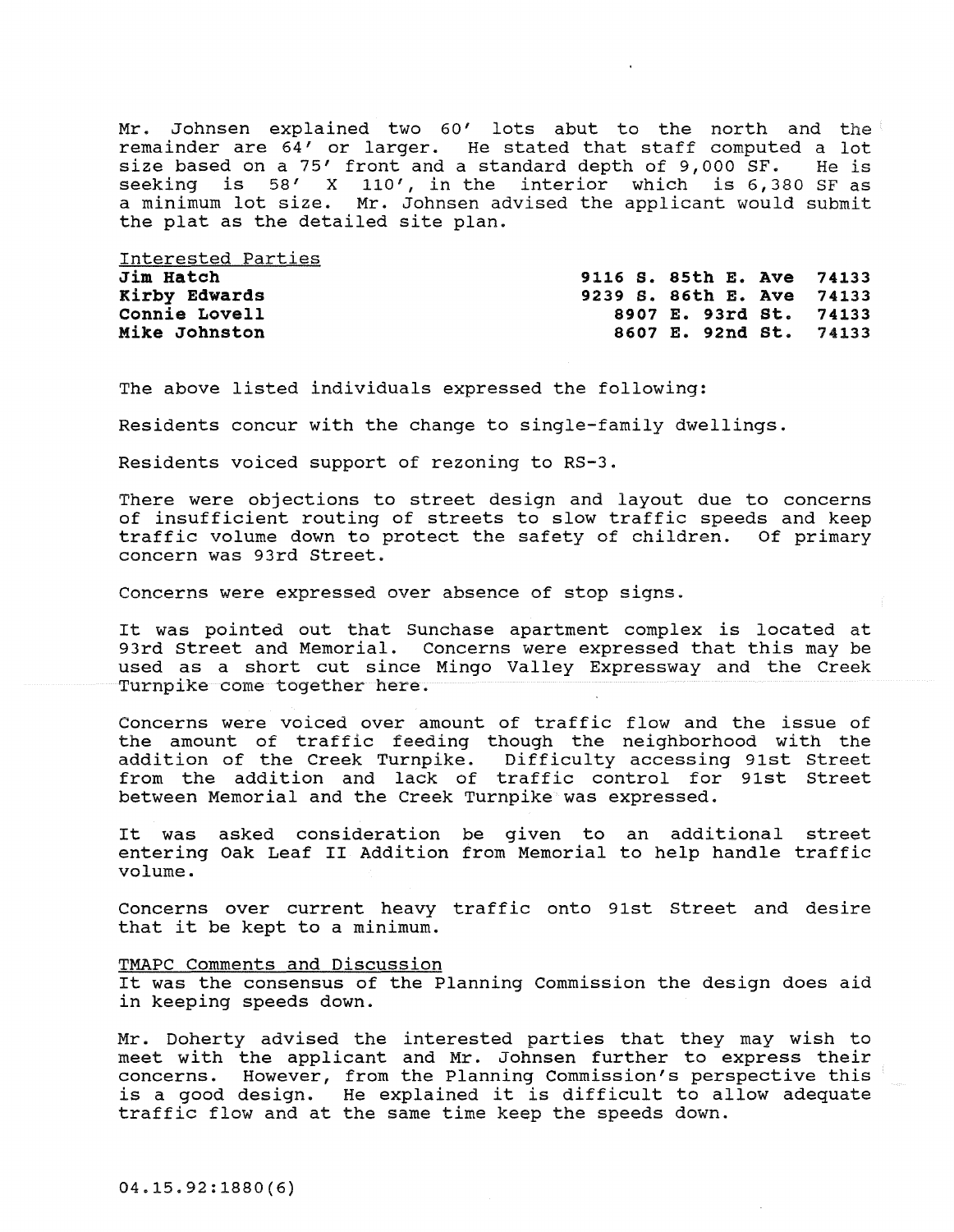Mr. Johnsen explained two 60' lots abut to the north and the remainder are 64' or larger. He stated that staff computed a lot size based on a 75' front and a standard depth of 9,000 SF. He is seeking is 58' X 110', in the interior which is 6,380 SF as a minimum lot size. Mr. Johnsen advised the applicant would submit the plat as the detailed site plan.

Interested Parties

| | |
|---|---|
| **Jim Hatch** | **9116 S. 85th E. Ave 74133** |
| **Kirby Edwards** | **9239 S. 86th E. Ave 74133** |
| **Connie Lovell** | **8907 E. 93rd St. 74133** |
| **Mike Johnston** | **8607 E. 92nd St. 74133** |

The above listed individuals expressed the following:

Residents concur with the change to single-family dwellings.

Residents voiced support of rezoning to RS-3.

There were objections to street design and layout due to concerns of insufficient routing of streets to slow traffic speeds and keep traffic volume down to protect the safety of children. Of primary concern was 93rd Street.

Concerns were expressed over absence of stop signs.

It was pointed out that Sunchase apartment complex is located at 93rd Street and Memorial. Concerns were expressed that this may be used as a short cut since Mingo Valley Expressway and the Creek Turnpike come together here.

Concerns were voiced over amount of traffic flow and the issue of the amount of traffic feeding though the neighborhood with the addition of the Creek Turnpike. Difficulty accessing 91st Street from the addition and lack of traffic control for 91st Street between Memorial and the Creek Turnpike was expressed.

It was asked consideration be given to an additional street entering Oak Leaf II Addition from Memorial to help handle traffic volume.

Concerns over current heavy traffic onto 91st Street and desire that it be kept to a minimum.

TMAPC Comments and Discussion
It was the consensus of the Planning Commission the design does aid in keeping speeds down.

Mr. Doherty advised the interested parties that they may wish to meet with the applicant and Mr. Johnsen further to express their concerns. However, from the Planning Commission's perspective this is a good design. He explained it is difficult to allow adequate traffic flow and at the same time keep the speeds down.

04.15.92:1880(6)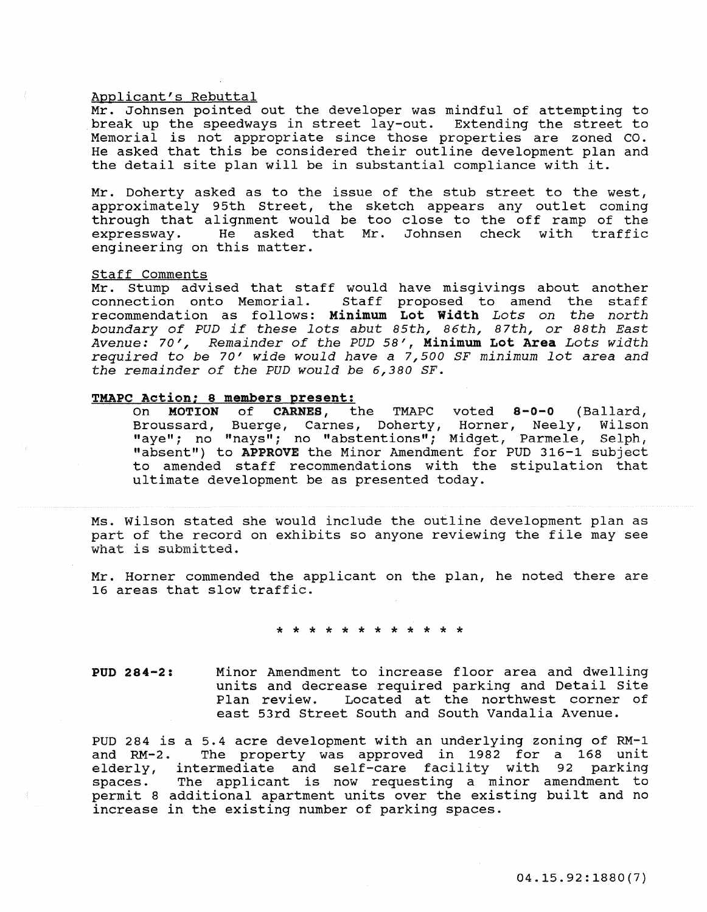Applicant's Rebuttal

Mr. Johnsen pointed out the developer was mindful of attempting to break up the speedways in street lay-out. Extending the street to Memorial is not appropriate since those properties are zoned CO. He asked that this be considered their outline development plan and the detail site plan will be in substantial compliance with it.

Mr. Doherty asked as to the issue of the stub street to the west, approximately 95th Street, the sketch appears any outlet coming through that alignment would be too close to the off ramp of the expressway. He asked that Mr. Johnsen check with traffic engineering on this matter.

Staff Comments

Mr. Stump advised that staff would have misgivings about another connection onto Memorial. Staff proposed to amend the staff recommendation as follows: **Minimum Lot Width** *Lots on the north boundary of PUD if these lots abut 85th, 86th, 87th, or 88th East Avenue: 70', Remainder of the PUD 58'*, **Minimum Lot Area** *Lots width required to be 70' wide would have a 7,500 SF minimum lot area and the remainder of the PUD would be 6,380 SF.*

**TMAPC Action; 8 members present:**

On **MOTION** of **CARNES**, the TMAPC voted **8-0-0** (Ballard, Broussard, Buerge, Carnes, Doherty, Horner, Neely, Wilson "aye"; no "nays"; no "abstentions"; Midget, Parmele, Selph, "absent") to **APPROVE** the Minor Amendment for PUD 316-1 subject to amended staff recommendations with the stipulation that ultimate development be as presented today.

Ms. Wilson stated she would include the outline development plan as part of the record on exhibits so anyone reviewing the file may see what is submitted.

Mr. Horner commended the applicant on the plan, he noted there are 16 areas that slow traffic.

\* \* \* \* \* \* \* \* \* \* \* \* \*

**PUD 284-2:** Minor Amendment to increase floor area and dwelling units and decrease required parking and Detail Site Plan review. Located at the northwest corner of east 53rd Street South and South Vandalia Avenue.

PUD 284 is a 5.4 acre development with an underlying zoning of RM-1 and RM-2. The property was approved in 1982 for a 168 unit elderly, intermediate and self-care facility with 92 parking spaces. The applicant is now requesting a minor amendment to permit 8 additional apartment units over the existing built and no increase in the existing number of parking spaces.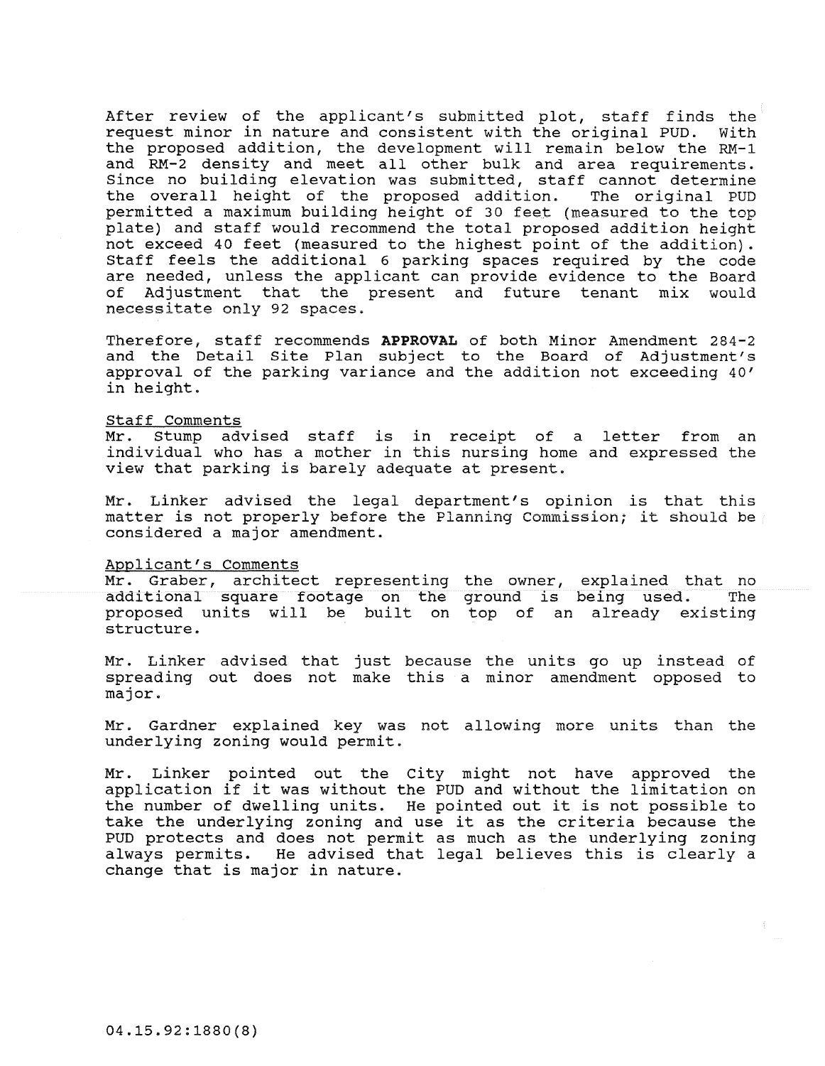After review of the applicant's submitted plot, staff finds the request minor in nature and consistent with the original PUD. With the proposed addition, the development will remain below the RM-1 and RM-2 density and meet all other bulk and area requirements. Since no building elevation was submitted, staff cannot determine the overall height of the proposed addition. The original PUD permitted a maximum building height of 30 feet (measured to the top plate) and staff would recommend the total proposed addition height not exceed 40 feet (measured to the highest point of the addition). Staff feels the additional 6 parking spaces required by the code are needed, unless the applicant can provide evidence to the Board of Adjustment that the present and future tenant mix would necessitate only 92 spaces.

Therefore, staff recommends **APPROVAL** of both Minor Amendment 284-2 and the Detail Site Plan subject to the Board of Adjustment's approval of the parking variance and the addition not exceeding 40' in height.

Staff Comments

Mr. Stump advised staff is in receipt of a letter from an individual who has a mother in this nursing home and expressed the view that parking is barely adequate at present.

Mr. Linker advised the legal department's opinion is that this matter is not properly before the Planning Commission; it should be considered a major amendment.

Applicant's Comments

Mr. Graber, architect representing the owner, explained that no additional square footage on the ground is being used. The proposed units will be built on top of an already existing structure.

Mr. Linker advised that just because the units go up instead of spreading out does not make this a minor amendment opposed to major.

Mr. Gardner explained key was not allowing more units than the underlying zoning would permit.

Mr. Linker pointed out the City might not have approved the application if it was without the PUD and without the limitation on the number of dwelling units. He pointed out it is not possible to take the underlying zoning and use it as the criteria because the PUD protects and does not permit as much as the underlying zoning always permits. He advised that legal believes this is clearly a change that is major in nature.

04.15.92:1880(8)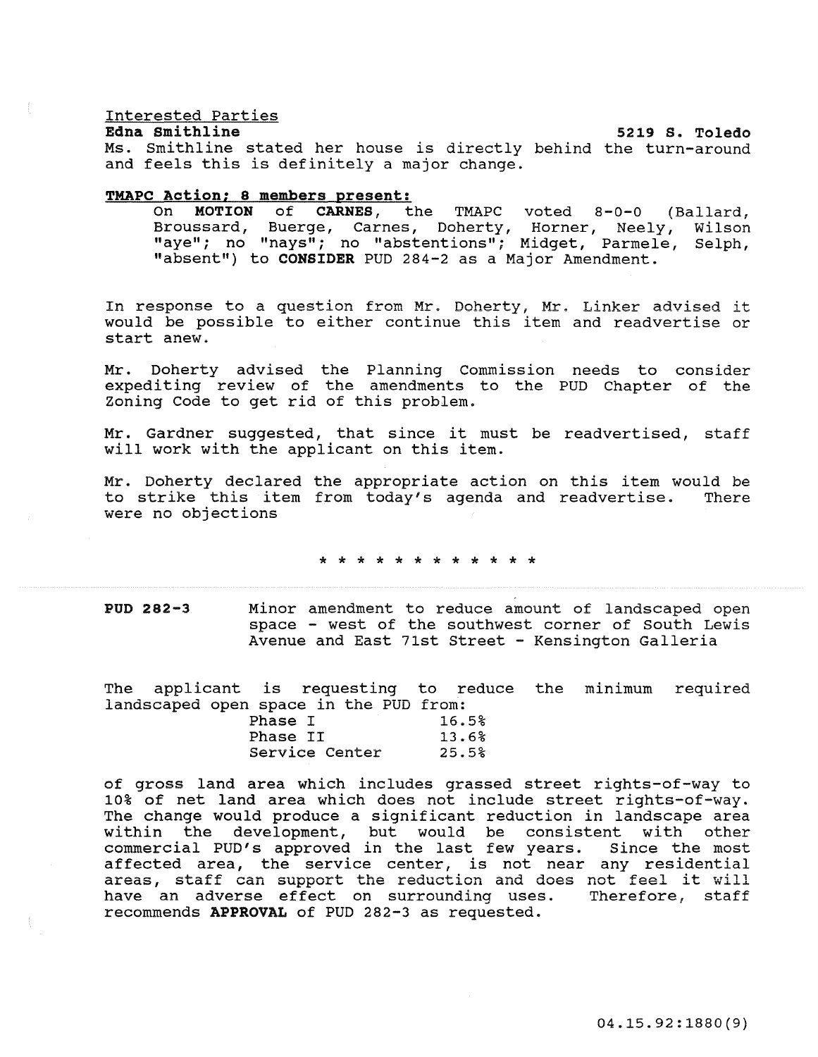Interested Parties

**Edna Smithline** **5219 S. Toledo**

Ms. Smithline stated her house is directly behind the turn-around and feels this is definitely a major change.

**TMAPC Action; 8 members present:**

On **MOTION** of **CARNES**, the TMAPC voted 8-0-0 (Ballard, Broussard, Buerge, Carnes, Doherty, Horner, Neely, Wilson "aye"; no "nays"; no "abstentions"; Midget, Parmele, Selph, "absent") to **CONSIDER** PUD 284-2 as a Major Amendment.

In response to a question from Mr. Doherty, Mr. Linker advised it would be possible to either continue this item and readvertise or start anew.

Mr. Doherty advised the Planning Commission needs to consider expediting review of the amendments to the PUD Chapter of the Zoning Code to get rid of this problem.

Mr. Gardner suggested, that since it must be readvertised, staff will work with the applicant on this item.

Mr. Doherty declared the appropriate action on this item would be to strike this item from today's agenda and readvertise. There were no objections

\* \* \* \* \* \* \* \* \* \* \* \*

**PUD 282-3** Minor amendment to reduce amount of landscaped open space - west of the southwest corner of South Lewis Avenue and East 71st Street - Kensington Galleria

The applicant is requesting to reduce the minimum required landscaped open space in the PUD from:

| | |
|---|---|
| Phase I | 16.5% |
| Phase II | 13.6% |
| Service Center | 25.5% |

of gross land area which includes grassed street rights-of-way to 10% of net land area which does not include street rights-of-way. The change would produce a significant reduction in landscape area within the development, but would be consistent with other commercial PUD's approved in the last few years. Since the most affected area, the service center, is not near any residential areas, staff can support the reduction and does not feel it will have an adverse effect on surrounding uses. Therefore, staff recommends **APPROVAL** of PUD 282-3 as requested.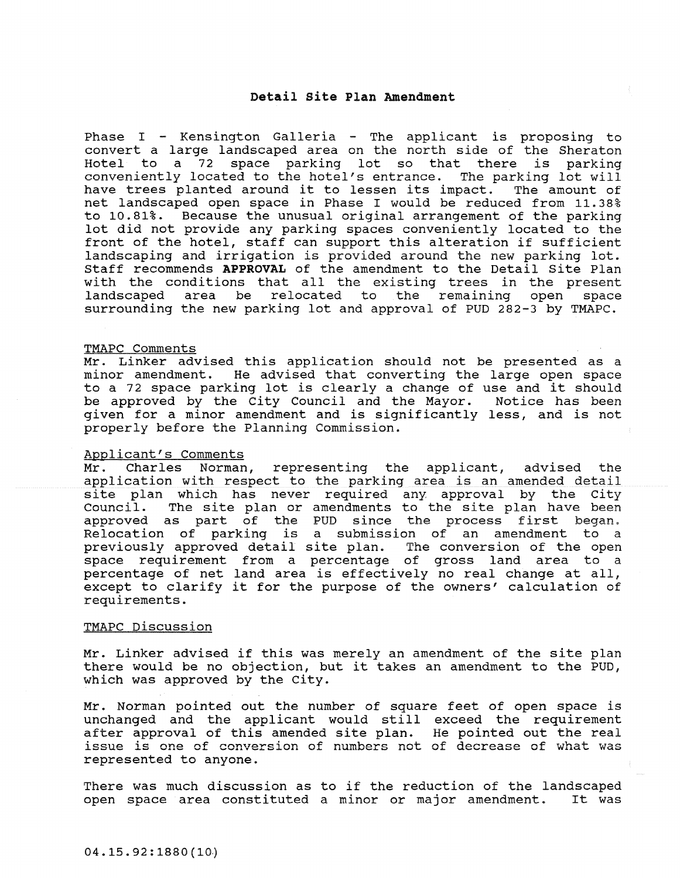## Detail Site Plan Amendment

Phase I - Kensington Galleria - The applicant is proposing to convert a large landscaped area on the north side of the Sheraton Hotel to a 72 space parking lot so that there is parking conveniently located to the hotel's entrance. The parking lot will have trees planted around it to lessen its impact. The amount of net landscaped open space in Phase I would be reduced from 11.38% to 10.81%. Because the unusual original arrangement of the parking lot did not provide any parking spaces conveniently located to the front of the hotel, staff can support this alteration if sufficient landscaping and irrigation is provided around the new parking lot. Staff recommends **APPROVAL** of the amendment to the Detail Site Plan with the conditions that all the existing trees in the present landscaped area be relocated to the remaining open space surrounding the new parking lot and approval of PUD 282-3 by TMAPC.

TMAPC Comments

Mr. Linker advised this application should not be presented as a minor amendment. He advised that converting the large open space to a 72 space parking lot is clearly a change of use and it should be approved by the City Council and the Mayor. Notice has been given for a minor amendment and is significantly less, and is not properly before the Planning Commission.

Applicant's Comments

Mr. Charles Norman, representing the applicant, advised the application with respect to the parking area is an amended detail site plan which has never required any approval by the City Council. The site plan or amendments to the site plan have been approved as part of the PUD since the process first began. Relocation of parking is a submission of an amendment to a previously approved detail site plan. The conversion of the open space requirement from a percentage of gross land area to a percentage of net land area is effectively no real change at all, except to clarify it for the purpose of the owners' calculation of requirements.

TMAPC Discussion

Mr. Linker advised if this was merely an amendment of the site plan there would be no objection, but it takes an amendment to the PUD, which was approved by the City.

Mr. Norman pointed out the number of square feet of open space is unchanged and the applicant would still exceed the requirement after approval of this amended site plan. He pointed out the real issue is one of conversion of numbers not of decrease of what was represented to anyone.

There was much discussion as to if the reduction of the landscaped open space area constituted a minor or major amendment. It was

04.15.92:1880(10)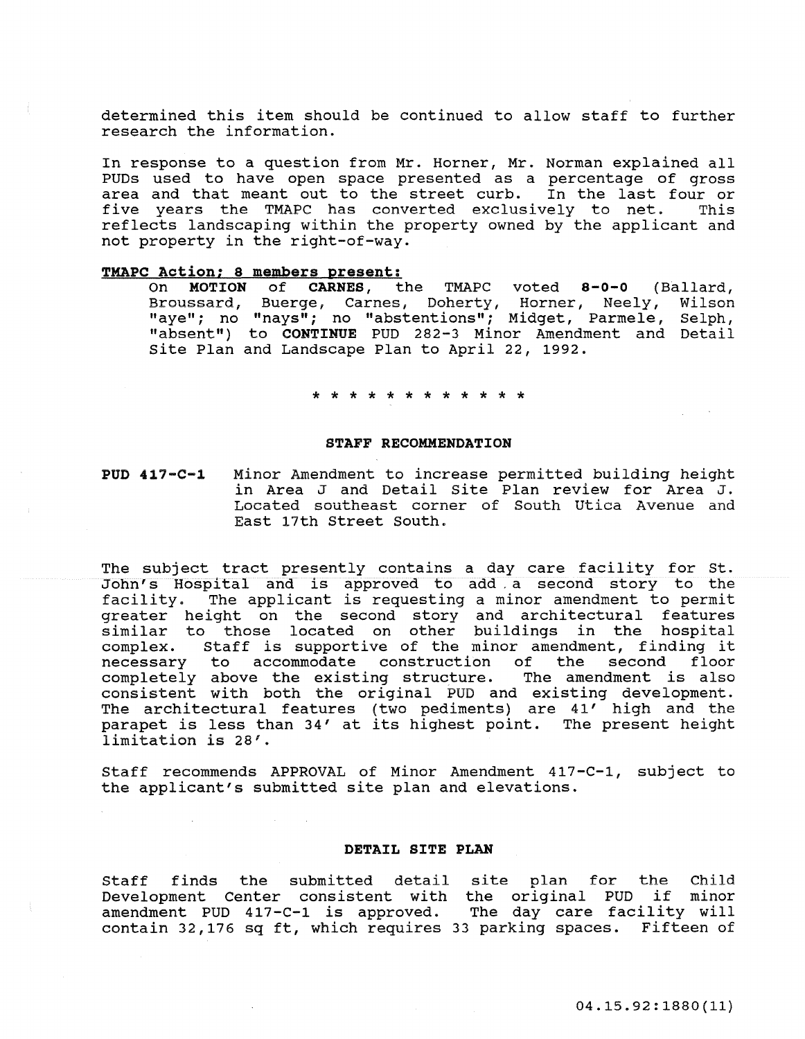determined this item should be continued to allow staff to further research the information.

In response to a question from Mr. Horner, Mr. Norman explained all PUDs used to have open space presented as a percentage of gross area and that meant out to the street curb. In the last four or five years the TMAPC has converted exclusively to net. This reflects landscaping within the property owned by the applicant and not property in the right-of-way.

**TMAPC Action; 8 members present:**

On **MOTION** of **CARNES**, the TMAPC voted **8-0-0** (Ballard, Broussard, Buerge, Carnes, Doherty, Horner, Neely, Wilson "aye"; no "nays"; no "abstentions"; Midget, Parmele, Selph, "absent") to **CONTINUE** PUD 282-3 Minor Amendment and Detail Site Plan and Landscape Plan to April 22, 1992.

* * * * * * * * * * * *

**STAFF RECOMMENDATION**

**PUD 417-C-1** Minor Amendment to increase permitted building height in Area J and Detail Site Plan review for Area J. Located southeast corner of South Utica Avenue and East 17th Street South.

The subject tract presently contains a day care facility for St. John's Hospital and is approved to add a second story to the facility. The applicant is requesting a minor amendment to permit greater height on the second story and architectural features similar to those located on other buildings in the hospital complex. Staff is supportive of the minor amendment, finding it necessary to accommodate construction of the second floor completely above the existing structure. The amendment is also consistent with both the original PUD and existing development. The architectural features (two pediments) are 41' high and the parapet is less than 34' at its highest point. The present height limitation is 28'.

Staff recommends APPROVAL of Minor Amendment 417-C-1, subject to the applicant's submitted site plan and elevations.

**DETAIL SITE PLAN**

Staff finds the submitted detail site plan for the Child Development Center consistent with the original PUD if minor amendment PUD 417-C-1 is approved. The day care facility will contain 32,176 sq ft, which requires 33 parking spaces. Fifteen of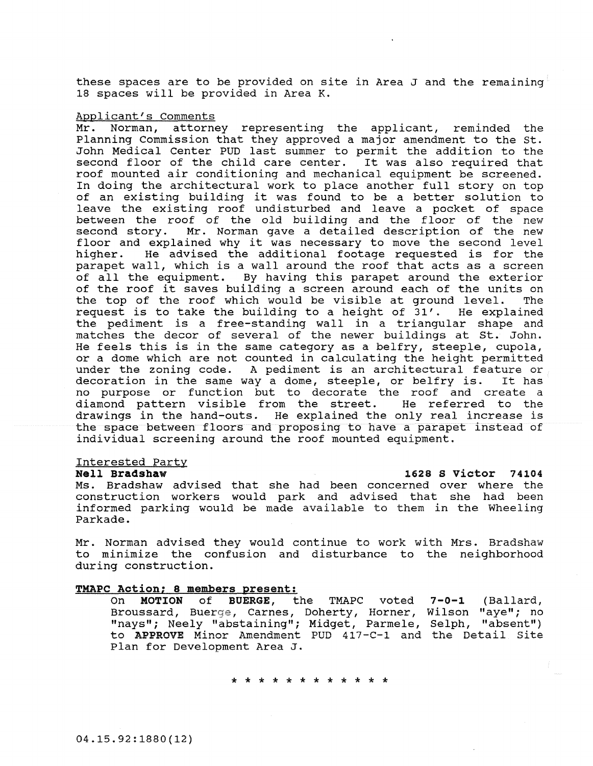these spaces are to be provided on site in Area J and the remaining 18 spaces will be provided in Area K.

Applicant's Comments

Mr. Norman, attorney representing the applicant, reminded the Planning Commission that they approved a major amendment to the St. John Medical Center PUD last summer to permit the addition to the second floor of the child care center. It was also required that roof mounted air conditioning and mechanical equipment be screened. In doing the architectural work to place another full story on top of an existing building it was found to be a better solution to leave the existing roof undisturbed and leave a pocket of space between the roof of the old building and the floor of the new second story. Mr. Norman gave a detailed description of the new floor and explained why it was necessary to move the second level higher. He advised the additional footage requested is for the parapet wall, which is a wall around the roof that acts as a screen of all the equipment. By having this parapet around the exterior of the roof it saves building a screen around each of the units on the top of the roof which would be visible at ground level. The request is to take the building to a height of 31'. He explained the pediment is a free-standing wall in a triangular shape and matches the decor of several of the newer buildings at St. John. He feels this is in the same category as a belfry, steeple, cupola, or a dome which are not counted in calculating the height permitted under the zoning code. A pediment is an architectural feature or decoration in the same way a dome, steeple, or belfry is. It has no purpose or function but to decorate the roof and create a diamond pattern visible from the street. He referred to the drawings in the hand-outs. He explained the only real increase is the space between floors and proposing to have a parapet instead of individual screening around the roof mounted equipment.

Interested Party

**Nell Bradshaw** **1628 S Victor 74104**

Ms. Bradshaw advised that she had been concerned over where the construction workers would park and advised that she had been informed parking would be made available to them in the Wheeling Parkade.

Mr. Norman advised they would continue to work with Mrs. Bradshaw to minimize the confusion and disturbance to the neighborhood during construction.

**TMAPC Action; 8 members present:**

On **MOTION** of **BUERGE**, the TMAPC voted **7-0-1** (Ballard, Broussard, Buerge, Carnes, Doherty, Horner, Wilson "aye"; no "nays"; Neely "abstaining"; Midget, Parmele, Selph, "absent") to **APPROVE** Minor Amendment PUD 417-C-1 and the Detail Site Plan for Development Area J.

\* \* \* \* \* \* \* \* \* \* \* \* \*

04.15.92:1880(12)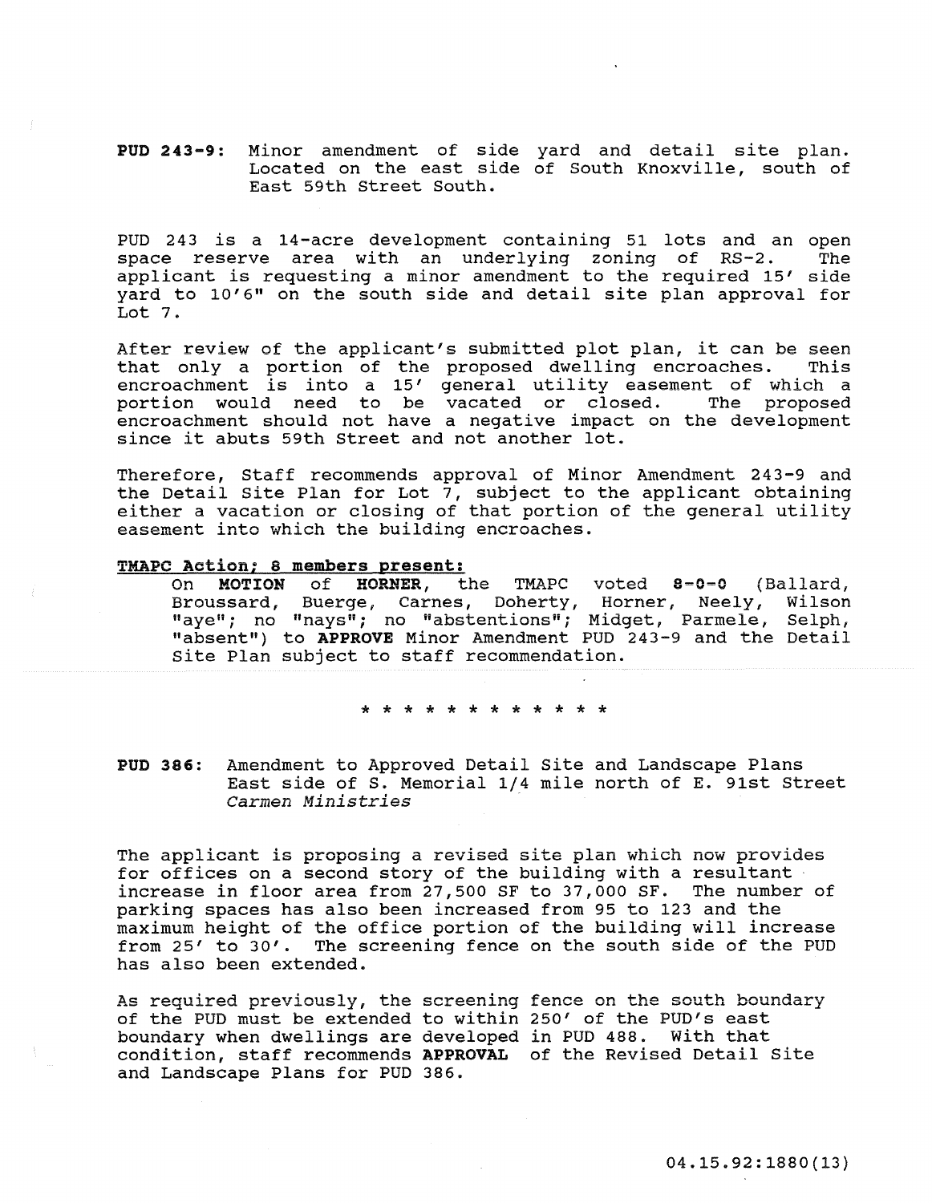**PUD 243-9:** Minor amendment of side yard and detail site plan. Located on the east side of South Knoxville, south of East 59th Street South.

PUD 243 is a 14-acre development containing 51 lots and an open space reserve area with an underlying zoning of RS-2. The applicant is requesting a minor amendment to the required 15' side yard to 10'6" on the south side and detail site plan approval for Lot 7.

After review of the applicant's submitted plot plan, it can be seen that only a portion of the proposed dwelling encroaches. This encroachment is into a 15' general utility easement of which a portion would need to be vacated or closed. The proposed encroachment should not have a negative impact on the development since it abuts 59th Street and not another lot.

Therefore, Staff recommends approval of Minor Amendment 243-9 and the Detail Site Plan for Lot 7, subject to the applicant obtaining either a vacation or closing of that portion of the general utility easement into which the building encroaches.

**TMAPC Action; 8 members present:**

On **MOTION** of **HORNER**, the TMAPC voted **8-0-0** (Ballard, Broussard, Buerge, Carnes, Doherty, Horner, Neely, Wilson "aye"; no "nays"; no "abstentions"; Midget, Parmele, Selph, "absent") to **APPROVE** Minor Amendment PUD 243-9 and the Detail Site Plan subject to staff recommendation.

\* \* \* \* \* \* \* \* \* \* \* \*

**PUD 386:** Amendment to Approved Detail Site and Landscape Plans East side of S. Memorial 1/4 mile north of E. 91st Street *Carmen Ministries*

The applicant is proposing a revised site plan which now provides for offices on a second story of the building with a resultant increase in floor area from 27,500 SF to 37,000 SF. The number of parking spaces has also been increased from 95 to 123 and the maximum height of the office portion of the building will increase from 25' to 30'. The screening fence on the south side of the PUD has also been extended.

As required previously, the screening fence on the south boundary of the PUD must be extended to within 250' of the PUD's east boundary when dwellings are developed in PUD 488. With that condition, staff recommends **APPROVAL** of the Revised Detail Site and Landscape Plans for PUD 386.

04.15.92:1880(13)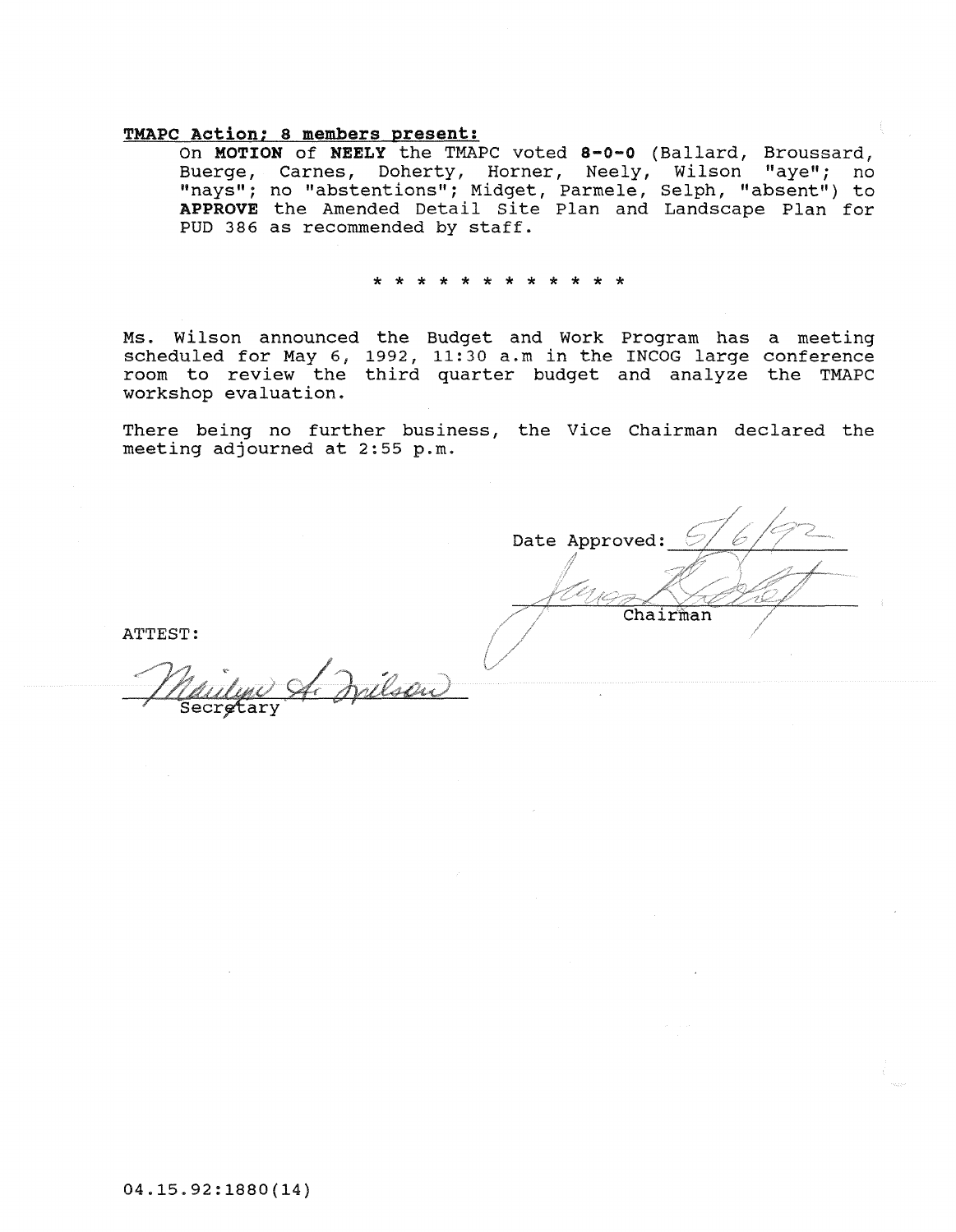**TMAPC Action; 8 members present:**

On **MOTION** of **NEELY** the TMAPC voted **8-0-0** (Ballard, Broussard, Buerge, Carnes, Doherty, Horner, Neely, Wilson "aye"; no "nays"; no "abstentions"; Midget, Parmele, Selph, "absent") to **APPROVE** the Amended Detail Site Plan and Landscape Plan for PUD 386 as recommended by staff.

\* \* \* \* \* \* \* \* \* \* \* \*

Ms. Wilson announced the Budget and Work Program has a meeting scheduled for May 6, 1992, 11:30 a.m in the INCOG large conference room to review the third quarter budget and analyze the TMAPC workshop evaluation.

There being no further business, the Vice Chairman declared the meeting adjourned at 2:55 p.m.

Date Approved: 5/6/92

Chairman

ATTEST:

Marilyn A. Wilson
Secretary

04.15.92:1880(14)